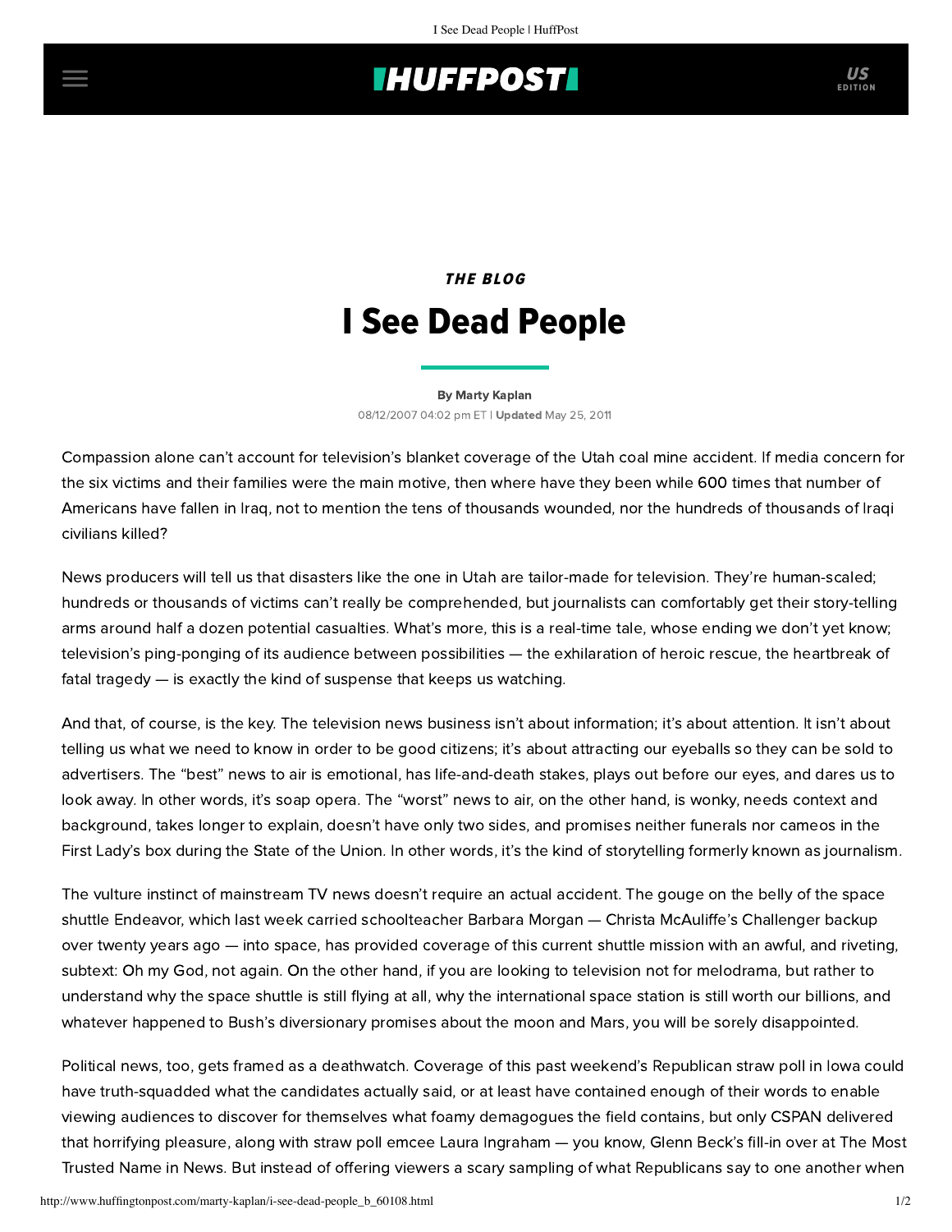*THE BLOG*

# I See Dead People

By Marty Kaplan

08/12/2007 04:02 pm ET | **Updated** May 25, 2011

Compassion alone can't account for television's blanket coverage of the Utah coal mine accident. If media concern for the six victims and their families were the main motive, then where have they been while 600 times that number of Americans have fallen in Iraq, not to mention the tens of thousands wounded, nor the hundreds of thousands of Iraqi civilians killed?

News producers will tell us that disasters like the one in Utah are tailor-made for television. They're human-scaled; hundreds or thousands of victims can't really be comprehended, but journalists can comfortably get their story-telling arms around half a dozen potential casualties. What's more, this is a real-time tale, whose ending we don't yet know; television's ping-ponging of its audience between possibilities — the exhilaration of heroic rescue, the heartbreak of fatal tragedy — is exactly the kind of suspense that keeps us watching.

And that, of course, is the key. The television news business isn't about information; it's about attention. It isn't about telling us what we need to know in order to be good citizens; it's about attracting our eyeballs so they can be sold to advertisers. The "best" news to air is emotional, has life-and-death stakes, plays out before our eyes, and dares us to look away. In other words, it's soap opera. The "worst" news to air, on the other hand, is wonky, needs context and background, takes longer to explain, doesn't have only two sides, and promises neither funerals nor cameos in the First Lady's box during the State of the Union. In other words, it's the kind of storytelling formerly known as journalism.

The vulture instinct of mainstream TV news doesn't require an actual accident. The gouge on the belly of the space shuttle Endeavor, which last week carried schoolteacher Barbara Morgan — Christa McAuliffe's Challenger backup over twenty years ago — into space, has provided coverage of this current shuttle mission with an awful, and riveting, subtext: Oh my God, not again. On the other hand, if you are looking to television not for melodrama, but rather to understand why the space shuttle is still flying at all, why the international space station is still worth our billions, and whatever happened to Bush's diversionary promises about the moon and Mars, you will be sorely disappointed.

Political news, too, gets framed as a deathwatch. Coverage of this past weekend's Republican straw poll in Iowa could have truth-squadded what the candidates actually said, or at least have contained enough of their words to enable viewing audiences to discover for themselves what foamy demagogues the field contains, but only CSPAN delivered that horrifying pleasure, along with straw poll emcee Laura Ingraham — you know, Glenn Beck's fill-in over at The Most Trusted Name in News. But instead of offering viewers a scary sampling of what Republicans say to one another when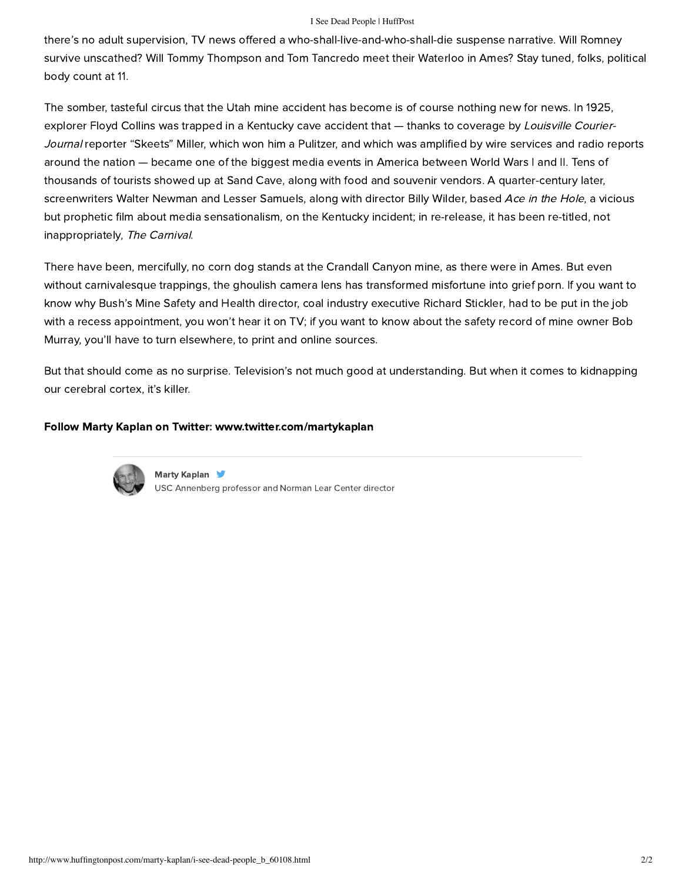there's no adult supervision, TV news offered a who-shall-live-and-who-shall-die suspense narrative. Will Romney survive unscathed? Will Tommy Thompson and Tom Tancredo meet their Waterloo in Ames? Stay tuned, folks, political body count at 11.

The somber, tasteful circus that the Utah mine accident has become is of course nothing new for news. In 1925, explorer Floyd Collins was trapped in a Kentucky cave accident that — thanks to coverage by *Louisville Courier-Journal* reporter "Skeets" Miller, which won him a Pulitzer, and which was amplified by wire services and radio reports around the nation — became one of the biggest media events in America between World Wars I and II. Tens of thousands of tourists showed up at Sand Cave, along with food and souvenir vendors. A quarter-century later, screenwriters Walter Newman and Lesser Samuels, along with director Billy Wilder, based *Ace in the Hole*, a vicious but prophetic film about media sensationalism, on the Kentucky incident; in re-release, it has been re-titled, not inappropriately, *The Carnival*.

There have been, mercifully, no corn dog stands at the Crandall Canyon mine, as there were in Ames. But even without carnivalesque trappings, the ghoulish camera lens has transformed misfortune into grief porn. If you want to know why Bush's Mine Safety and Health director, coal industry executive Richard Stickler, had to be put in the job with a recess appointment, you won't hear it on TV; if you want to know about the safety record of mine owner Bob Murray, you'll have to turn elsewhere, to print and online sources.

But that should come as no surprise. Television's not much good at understanding. But when it comes to kidnapping our cerebral cortex, it's killer.

**Follow Marty Kaplan on Twitter: www.twitter.com/martykaplan**

**Marty Kaplan**
USC Annenberg professor and Norman Lear Center director